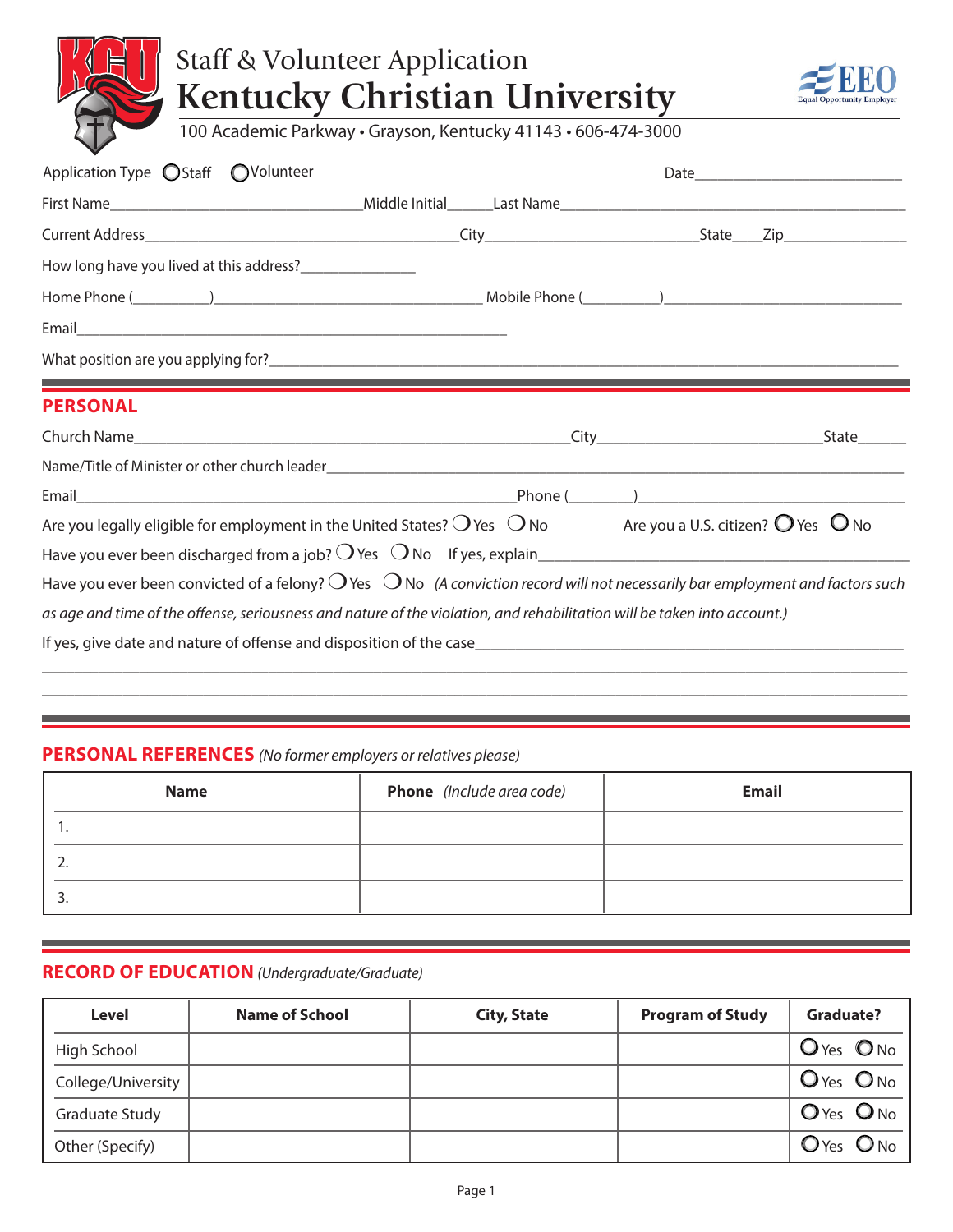# Staff & Volunteer Application

# Kentucky Christian University

100 Academic Parkway • Grayson, Kentucky 41143 • 606-474-3000

EEO Equal Opportunity Employer

Application Type ○ Staff ○ Volunteer Date___________________________

First Name_________________________________ Middle Initial______ Last Name_____________________________________________

Current Address________________________________________ City___________________________ State____ Zip_______________

How long have you lived at this address?_______________

Home Phone (__________)__________________________________ Mobile Phone (__________)______________________________

Email______________________________________________________

What position are you applying for?________________________________________________________________________________

## PERSONAL

Church Name_____________________________________________________ City______________________________ State______

Name/Title of Minister or other church leader____________________________________________________________________________

Email_____________________________________________________ Phone (________)___________________________________

Are you legally eligible for employment in the United States? ○ Yes ○ No    Are you a U.S. citizen? ○ Yes ○ No

Have you ever been discharged from a job? ○ Yes ○ No  If yes, explain_____________________________________________

Have you ever been convicted of a felony? ○ Yes ○ No *(A conviction record will not necessarily bar employment and factors such as age and time of the offense, seriousness and nature of the violation, and rehabilitation will be taken into account.)*

If yes, give date and nature of offense and disposition of the case_________________________________________________________

_________________________________________________________________________________________________________________

_________________________________________________________________________________________________________________

## PERSONAL REFERENCES *(No former employers or relatives please)*

| Name | Phone *(Include area code)* | Email |
|---|---|---|
| 1. | | |
| 2. | | |
| 3. | | |

## RECORD OF EDUCATION *(Undergraduate/Graduate)*

| Level | Name of School | City, State | Program of Study | Graduate? |
|---|---|---|---|---|
| High School | | | | ○ Yes ○ No |
| College/University | | | | ○ Yes ○ No |
| Graduate Study | | | | ○ Yes ○ No |
| Other (Specify) | | | | ○ Yes ○ No |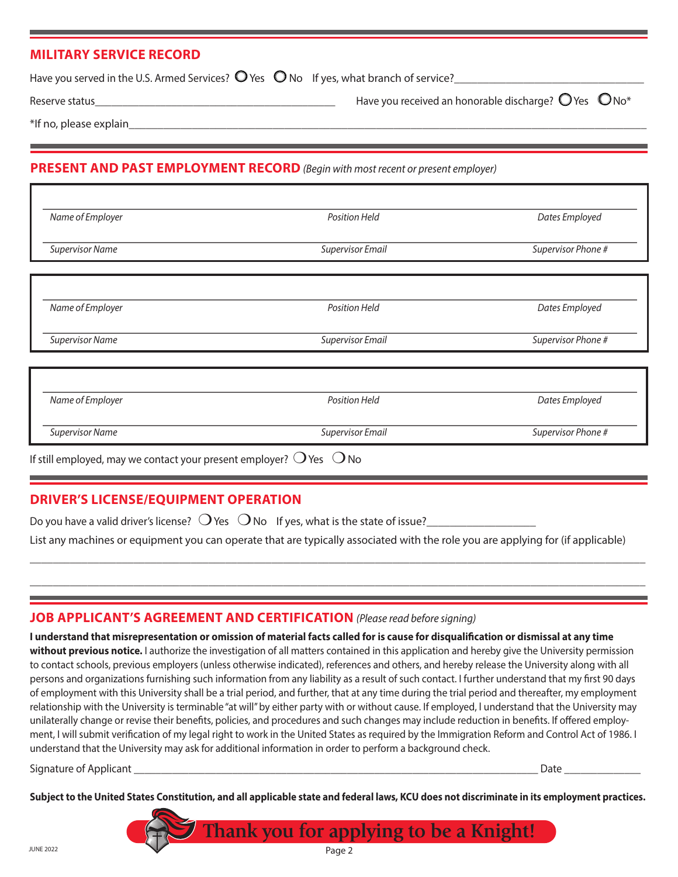## MILITARY SERVICE RECORD

Have you served in the U.S. Armed Services? ○ Yes ○ No If yes, what branch of service?\_\_\_\_\_\_\_\_\_\_\_\_\_\_\_\_\_\_\_\_\_\_\_\_\_\_\_\_\_\_\_\_

Reserve status\_\_\_\_\_\_\_\_\_\_\_\_\_\_\_\_\_\_\_\_\_\_\_\_\_\_\_\_\_\_\_\_\_\_\_\_\_\_\_\_ Have you received an honorable discharge? ○ Yes ○ No*

*If no, please explain\_\_\_\_\_\_\_\_\_\_\_\_\_\_\_\_\_\_\_\_\_\_\_\_\_\_\_\_\_\_\_\_\_\_\_\_\_\_\_\_\_\_\_\_\_\_\_\_\_\_\_\_\_\_\_\_\_\_\_\_\_\_\_\_\_\_\_\_\_\_\_\_\_\_\_\_\_\_\_\_

## PRESENT AND PAST EMPLOYMENT RECORD *(Begin with most recent or present employer)*

| | | |
|---|---|---|
| *Name of Employer* | *Position Held* | *Dates Employed* |
| *Supervisor Name* | *Supervisor Email* | *Supervisor Phone #* |

| | | |
|---|---|---|
| *Name of Employer* | *Position Held* | *Dates Employed* |
| *Supervisor Name* | *Supervisor Email* | *Supervisor Phone #* |

| | | |
|---|---|---|
| *Name of Employer* | *Position Held* | *Dates Employed* |
| *Supervisor Name* | *Supervisor Email* | *Supervisor Phone #* |

If still employed, may we contact your present employer? ○ Yes ○ No

## DRIVER'S LICENSE/EQUIPMENT OPERATION

Do you have a valid driver's license? ○ Yes ○ No If yes, what is the state of issue?\_\_\_\_\_\_\_\_\_\_\_\_\_\_\_\_\_\_

List any machines or equipment you can operate that are typically associated with the role you are applying for (if applicable)

\_\_\_\_\_\_\_\_\_\_\_\_\_\_\_\_\_\_\_\_\_\_\_\_\_\_\_\_\_\_\_\_\_\_\_\_\_\_\_\_\_\_\_\_\_\_\_\_\_\_\_\_\_\_\_\_\_\_\_\_\_\_\_\_\_\_\_\_\_\_\_\_\_\_\_\_\_\_\_\_\_\_\_\_\_\_\_\_\_\_\_\_\_\_\_\_\_\_

\_\_\_\_\_\_\_\_\_\_\_\_\_\_\_\_\_\_\_\_\_\_\_\_\_\_\_\_\_\_\_\_\_\_\_\_\_\_\_\_\_\_\_\_\_\_\_\_\_\_\_\_\_\_\_\_\_\_\_\_\_\_\_\_\_\_\_\_\_\_\_\_\_\_\_\_\_\_\_\_\_\_\_\_\_\_\_\_\_\_\_\_\_\_\_\_\_\_

## JOB APPLICANT'S AGREEMENT AND CERTIFICATION *(Please read before signing)*

**I understand that misrepresentation or omission of material facts called for is cause for disqualification or dismissal at any time without previous notice.** I authorize the investigation of all matters contained in this application and hereby give the University permission to contact schools, previous employers (unless otherwise indicated), references and others, and hereby release the University along with all persons and organizations furnishing such information from any liability as a result of such contact. I further understand that my first 90 days of employment with this University shall be a trial period, and further, that at any time during the trial period and thereafter, my employment relationship with the University is terminable "at will" by either party with or without cause. If employed, I understand that the University may unilaterally change or revise their benefits, policies, and procedures and such changes may include reduction in benefits. If offered employment, I will submit verification of my legal right to work in the United States as required by the Immigration Reform and Control Act of 1986. I understand that the University may ask for additional information in order to perform a background check.

Signature of Applicant \_\_\_\_\_\_\_\_\_\_\_\_\_\_\_\_\_\_\_\_\_\_\_\_\_\_\_\_\_\_\_\_\_\_\_\_\_\_\_\_\_\_\_\_\_\_\_\_\_\_\_\_\_\_\_\_\_\_\_\_\_\_\_\_\_\_\_\_\_\_ Date \_\_\_\_\_\_\_\_\_\_\_\_\_

**Subject to the United States Constitution, and all applicable state and federal laws, KCU does not discriminate in its employment practices.**

Thank you for applying to be a Knight!

JUNE 2022